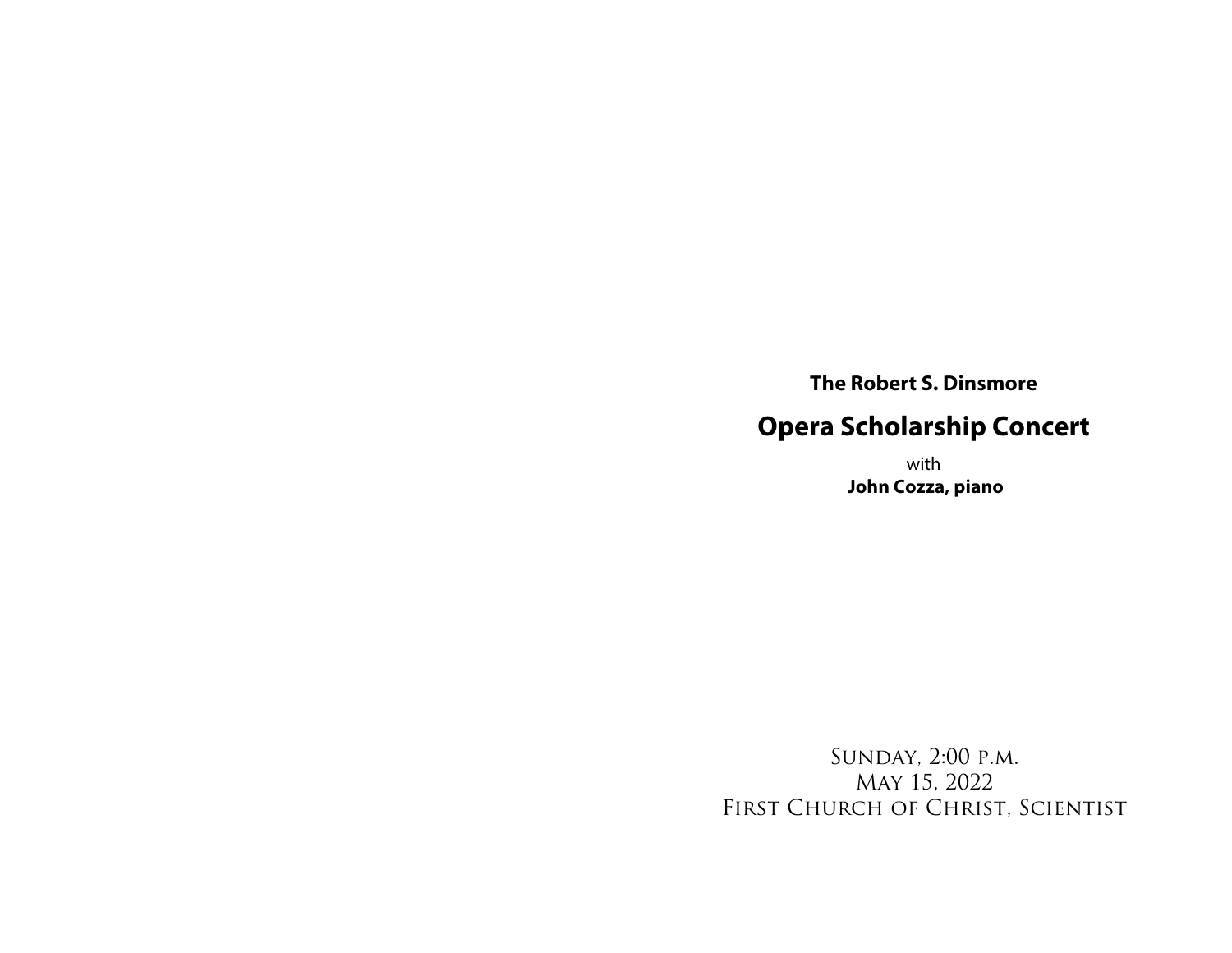**The Robert S. Dinsmore**

# Opera Scholarship Concert

with
**John Cozza, piano**

Sunday, 2:00 p.m.
May 15, 2022
First Church of Christ, Scientist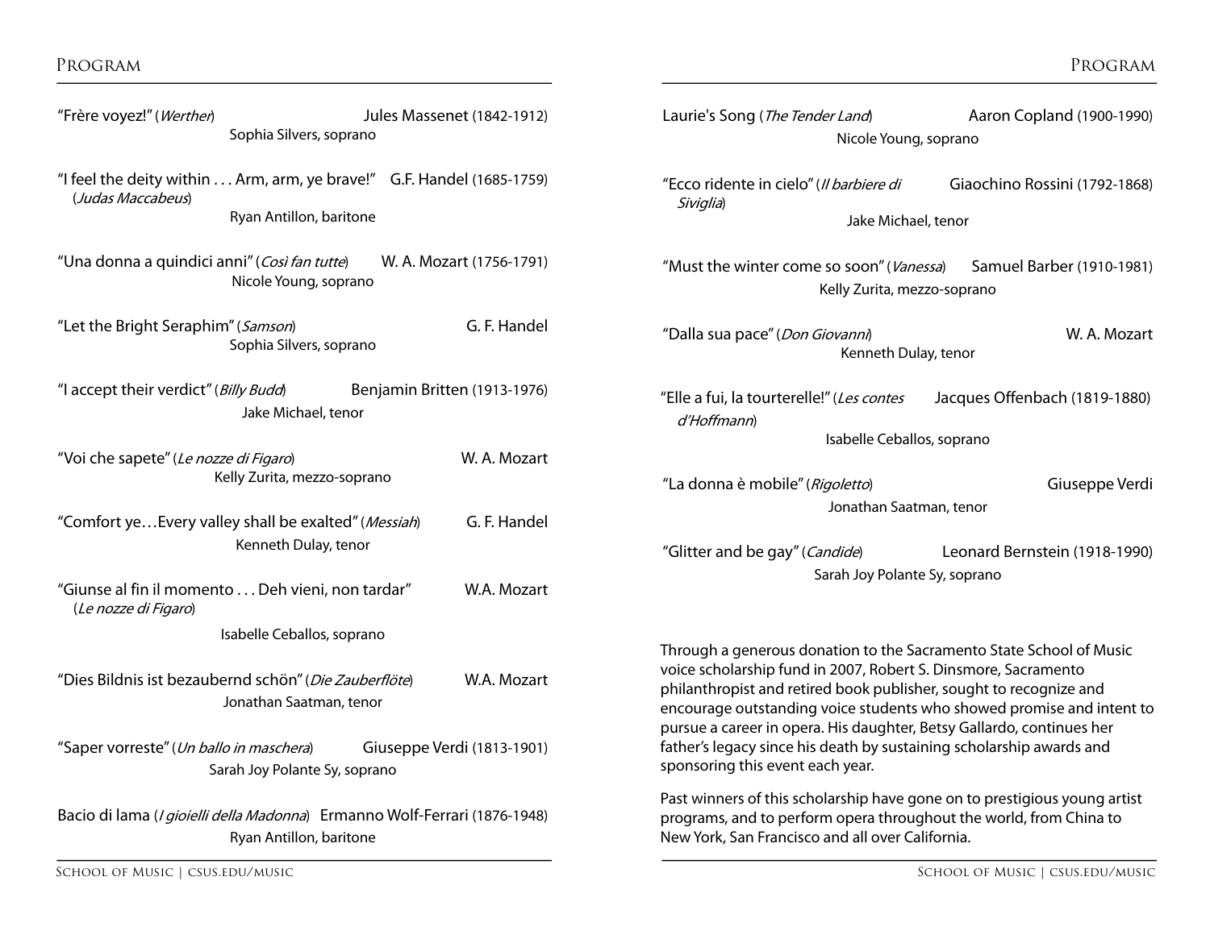# Program

"Frère voyez!" (*Werther*) — Jules Massenet (1842-1912)
Sophia Silvers, soprano

"I feel the deity within . . . Arm, arm, ye brave!" (*Judas Maccabeus*) — G.F. Handel (1685-1759)
Ryan Antillon, baritone

"Una donna a quindici anni" (*Così fan tutte*) — W. A. Mozart (1756-1791)
Nicole Young, soprano

"Let the Bright Seraphim" (*Samson*) — G. F. Handel
Sophia Silvers, soprano

"I accept their verdict" (*Billy Budd*) — Benjamin Britten (1913-1976)
Jake Michael, tenor

"Voi che sapete" (*Le nozze di Figaro*) — W. A. Mozart
Kelly Zurita, mezzo-soprano

"Comfort ye…Every valley shall be exalted" (*Messiah*) — G. F. Handel
Kenneth Dulay, tenor

"Giunse al fin il momento . . . Deh vieni, non tardar" (*Le nozze di Figaro*) — W.A. Mozart
Isabelle Ceballos, soprano

"Dies Bildnis ist bezaubernd schön" (*Die Zauberflöte*) — W.A. Mozart
Jonathan Saatman, tenor

"Saper vorreste" (*Un ballo in maschera*) — Giuseppe Verdi (1813-1901)
Sarah Joy Polante Sy, soprano

Bacio di lama (*I gioielli della Madonna*) — Ermanno Wolf-Ferrari (1876-1948)
Ryan Antillon, baritone

Laurie's Song (*The Tender Land*) — Aaron Copland (1900-1990)
Nicole Young, soprano

"Ecco ridente in cielo" (*Il barbiere di Siviglia*) — Giacchino Rossini (1792-1868)
Jake Michael, tenor

"Must the winter come so soon" (*Vanessa*) — Samuel Barber (1910-1981)
Kelly Zurita, mezzo-soprano

"Dalla sua pace" (*Don Giovanni*) — W. A. Mozart
Kenneth Dulay, tenor

"Elle a fui, la tourterelle!" (*Les contes d'Hoffmann*) — Jacques Offenbach (1819-1880)
Isabelle Ceballos, soprano

"La donna è mobile" (*Rigoletto*) — Giuseppe Verdi
Jonathan Saatman, tenor

"Glitter and be gay" (*Candide*) — Leonard Bernstein (1918-1990)
Sarah Joy Polante Sy, soprano

Through a generous donation to the Sacramento State School of Music voice scholarship fund in 2007, Robert S. Dinsmore, Sacramento philanthropist and retired book publisher, sought to recognize and encourage outstanding voice students who showed promise and intent to pursue a career in opera. His daughter, Betsy Gallardo, continues her father's legacy since his death by sustaining scholarship awards and sponsoring this event each year.

Past winners of this scholarship have gone on to prestigious young artist programs, and to perform opera throughout the world, from China to New York, San Francisco and all over California.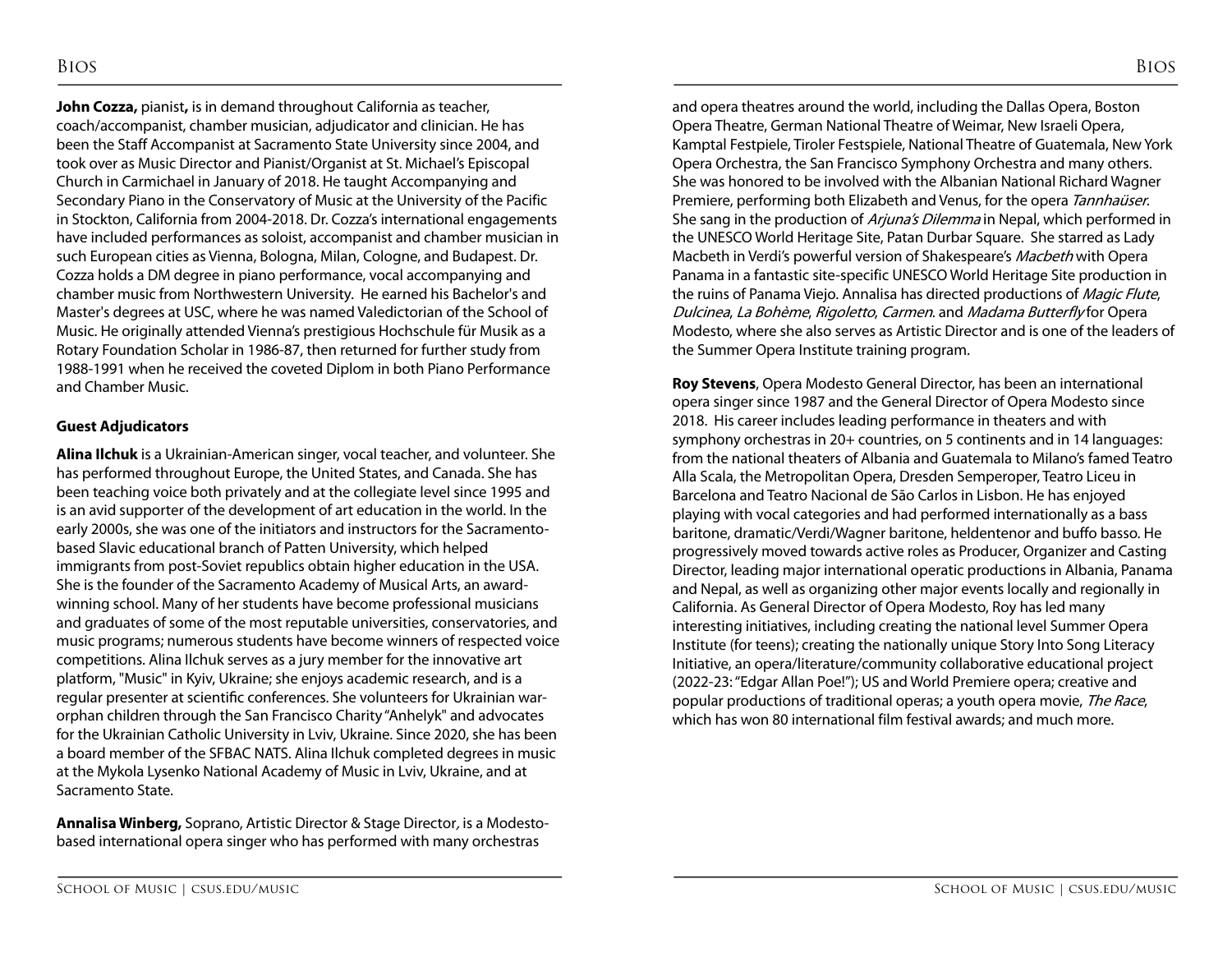**John Cozza,** pianist**,** is in demand throughout California as teacher, coach/accompanist, chamber musician, adjudicator and clinician. He has been the Staff Accompanist at Sacramento State University since 2004, and took over as Music Director and Pianist/Organist at St. Michael's Episcopal Church in Carmichael in January of 2018. He taught Accompanying and Secondary Piano in the Conservatory of Music at the University of the Pacific in Stockton, California from 2004-2018. Dr. Cozza's international engagements have included performances as soloist, accompanist and chamber musician in such European cities as Vienna, Bologna, Milan, Cologne, and Budapest. Dr. Cozza holds a DM degree in piano performance, vocal accompanying and chamber music from Northwestern University. He earned his Bachelor's and Master's degrees at USC, where he was named Valedictorian of the School of Music. He originally attended Vienna's prestigious Hochschule für Musik as a Rotary Foundation Scholar in 1986-87, then returned for further study from 1988-1991 when he received the coveted Diplom in both Piano Performance and Chamber Music.

### Guest Adjudicators

**Alina Ilchuk** is a Ukrainian-American singer, vocal teacher, and volunteer. She has performed throughout Europe, the United States, and Canada. She has been teaching voice both privately and at the collegiate level since 1995 and is an avid supporter of the development of art education in the world. In the early 2000s, she was one of the initiators and instructors for the Sacramento-based Slavic educational branch of Patten University, which helped immigrants from post-Soviet republics obtain higher education in the USA. She is the founder of the Sacramento Academy of Musical Arts, an award-winning school. Many of her students have become professional musicians and graduates of some of the most reputable universities, conservatories, and music programs; numerous students have become winners of respected voice competitions. Alina Ilchuk serves as a jury member for the innovative art platform, "Music" in Kyiv, Ukraine; she enjoys academic research, and is a regular presenter at scientific conferences. She volunteers for Ukrainian war-orphan children through the San Francisco Charity "Anhelyk" and advocates for the Ukrainian Catholic University in Lviv, Ukraine. Since 2020, she has been a board member of the SFBAC NATS. Alina Ilchuk completed degrees in music at the Mykola Lysenko National Academy of Music in Lviv, Ukraine, and at Sacramento State.

**Annalisa Winberg,** Soprano, Artistic Director & Stage Director*,* is a Modesto-based international opera singer who has performed with many orchestras and opera theatres around the world, including the Dallas Opera, Boston Opera Theatre, German National Theatre of Weimar, New Israeli Opera, Kamptal Festpiele, Tiroler Festspiele, National Theatre of Guatemala, New York Opera Orchestra, the San Francisco Symphony Orchestra and many others. She was honored to be involved with the Albanian National Richard Wagner Premiere, performing both Elizabeth and Venus, for the opera *Tannhaüser*. She sang in the production of *Arjuna's Dilemma* in Nepal, which performed in the UNESCO World Heritage Site, Patan Durbar Square. She starred as Lady Macbeth in Verdi's powerful version of Shakespeare's *Macbeth* with Opera Panama in a fantastic site-specific UNESCO World Heritage Site production in the ruins of Panama Viejo. Annalisa has directed productions of *Magic Flute*, *Dulcinea*, *La Bohème*, *Rigoletto*, *Carmen*. and *Madama Butterfly* for Opera Modesto, where she also serves as Artistic Director and is one of the leaders of the Summer Opera Institute training program.

**Roy Stevens**, Opera Modesto General Director, has been an international opera singer since 1987 and the General Director of Opera Modesto since 2018. His career includes leading performance in theaters and with symphony orchestras in 20+ countries, on 5 continents and in 14 languages: from the national theaters of Albania and Guatemala to Milano's famed Teatro Alla Scala, the Metropolitan Opera, Dresden Semperoper, Teatro Liceu in Barcelona and Teatro Nacional de São Carlos in Lisbon. He has enjoyed playing with vocal categories and had performed internationally as a bass baritone, dramatic/Verdi/Wagner baritone, heldentenor and buffo basso. He progressively moved towards active roles as Producer, Organizer and Casting Director, leading major international operatic productions in Albania, Panama and Nepal, as well as organizing other major events locally and regionally in California. As General Director of Opera Modesto, Roy has led many interesting initiatives, including creating the national level Summer Opera Institute (for teens); creating the nationally unique Story Into Song Literacy Initiative, an opera/literature/community collaborative educational project (2022-23: "Edgar Allan Poe!"); US and World Premiere opera; creative and popular productions of traditional operas; a youth opera movie, *The Race*, which has won 80 international film festival awards; and much more.